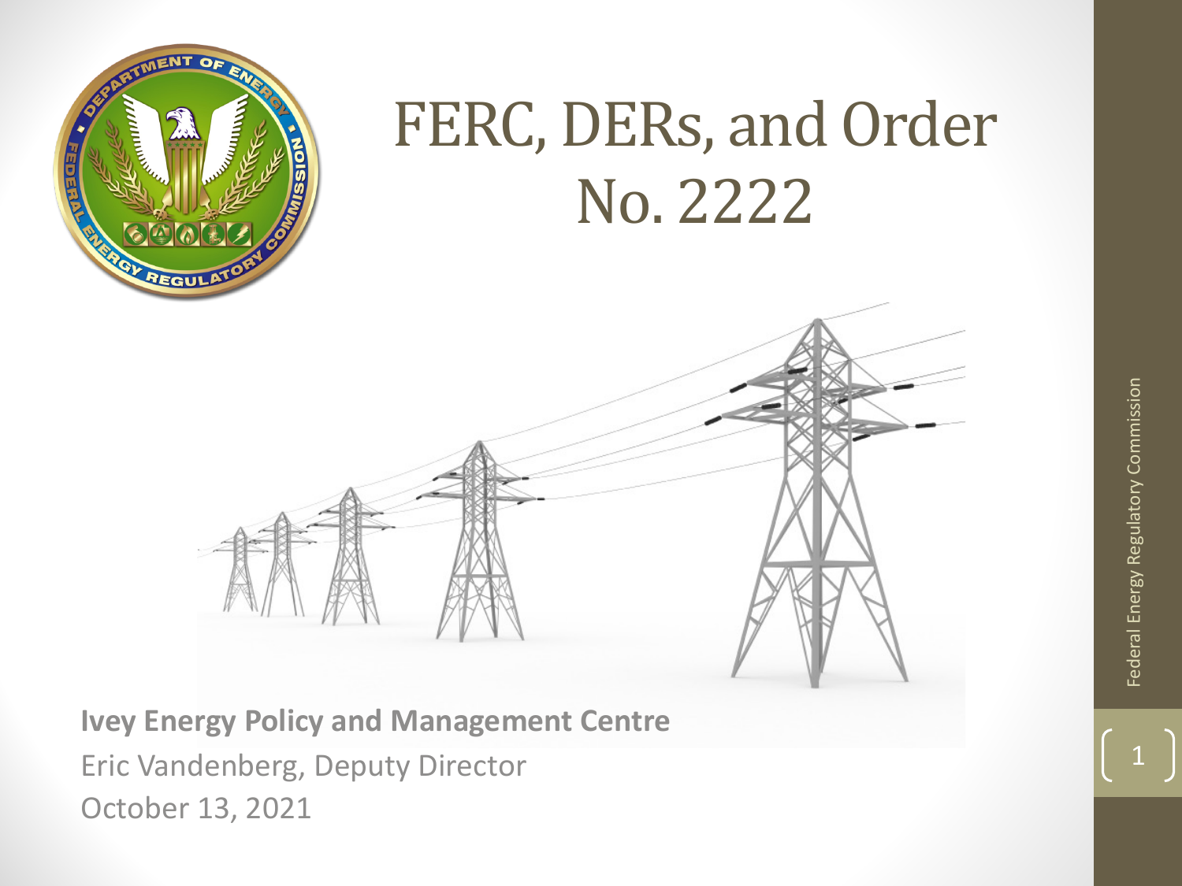# FERC, DERs, and Order No. 2222

**Ivey Energy Policy and Management Centre**

Eric Vandenberg, Deputy Director

October 13, 2021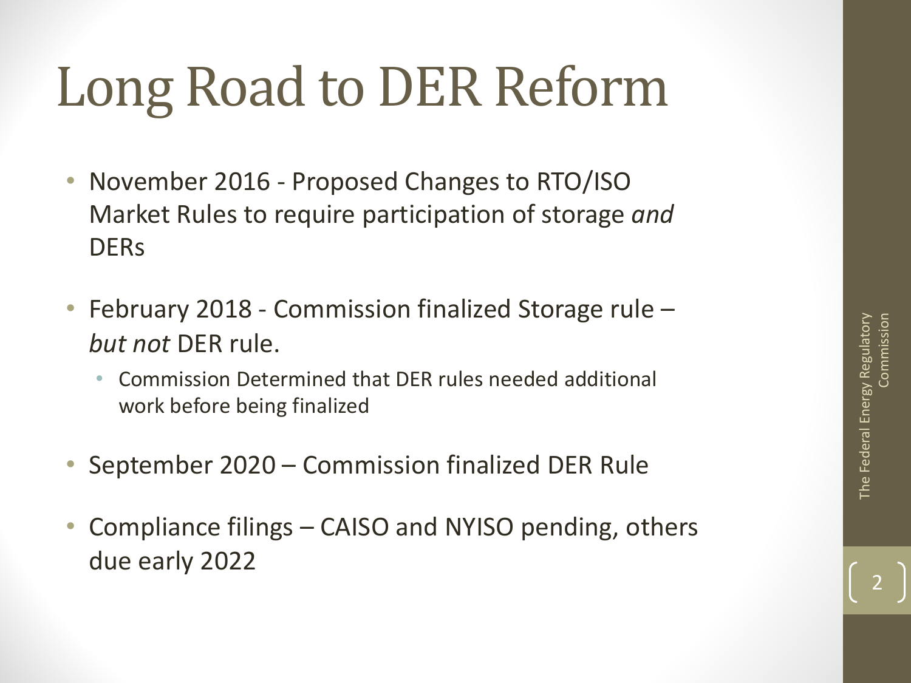# Long Road to DER Reform

- November 2016 - Proposed Changes to RTO/ISO Market Rules to require participation of storage *and* DERs
- February 2018 - Commission finalized Storage rule – *but not* DER rule.
  - Commission Determined that DER rules needed additional work before being finalized
- September 2020 – Commission finalized DER Rule
- Compliance filings – CAISO and NYISO pending, others due early 2022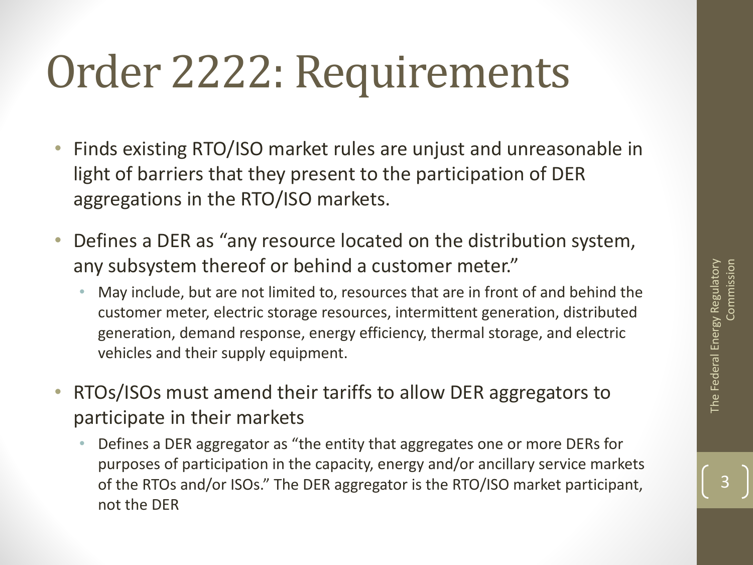# Order 2222: Requirements

- Finds existing RTO/ISO market rules are unjust and unreasonable in light of barriers that they present to the participation of DER aggregations in the RTO/ISO markets.
- Defines a DER as "any resource located on the distribution system, any subsystem thereof or behind a customer meter."
  - May include, but are not limited to, resources that are in front of and behind the customer meter, electric storage resources, intermittent generation, distributed generation, demand response, energy efficiency, thermal storage, and electric vehicles and their supply equipment.
- RTOs/ISOs must amend their tariffs to allow DER aggregators to participate in their markets
  - Defines a DER aggregator as "the entity that aggregates one or more DERs for purposes of participation in the capacity, energy and/or ancillary service markets of the RTOs and/or ISOs." The DER aggregator is the RTO/ISO market participant, not the DER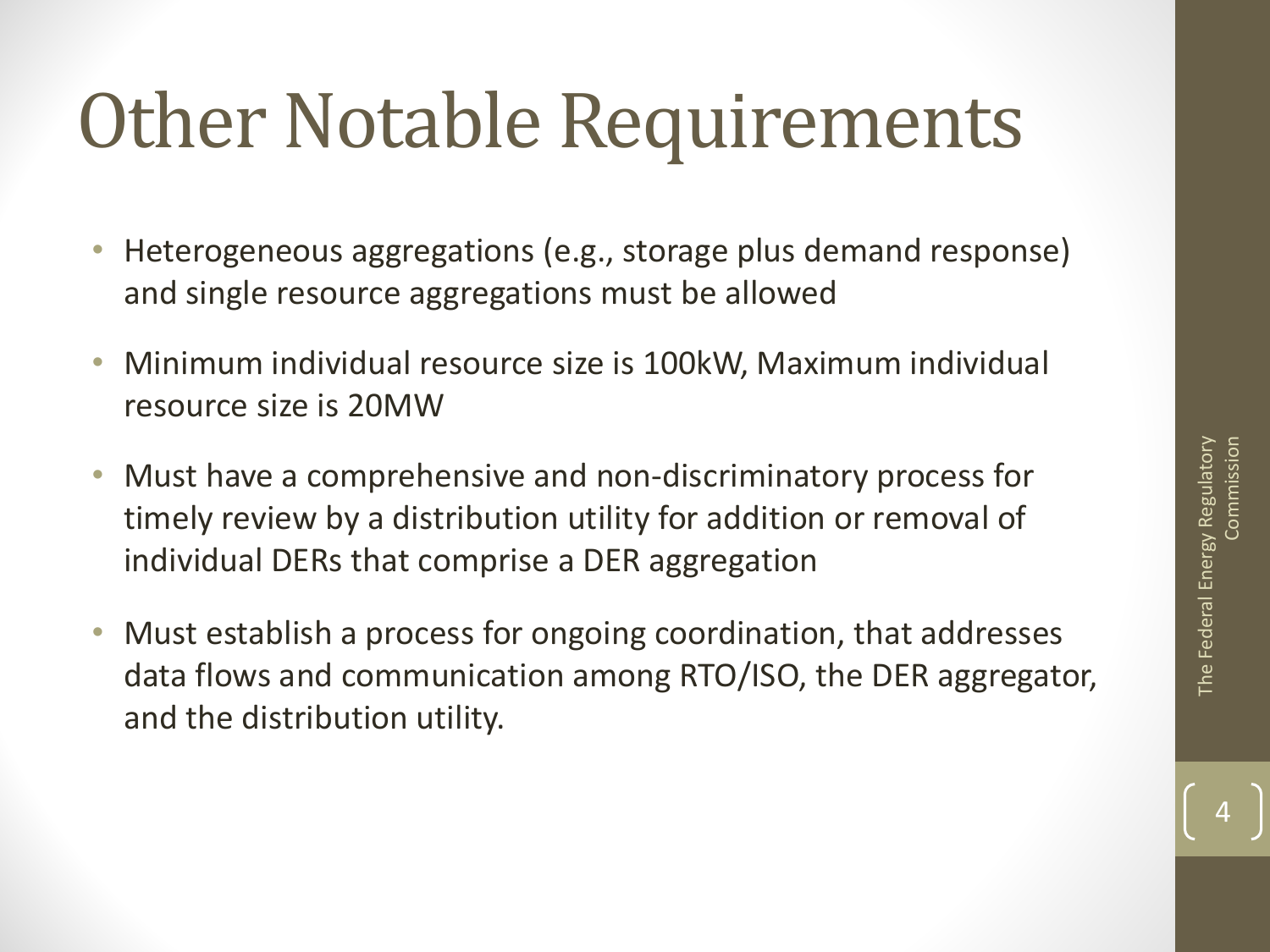# Other Notable Requirements

- Heterogeneous aggregations (e.g., storage plus demand response) and single resource aggregations must be allowed
- Minimum individual resource size is 100kW, Maximum individual resource size is 20MW
- Must have a comprehensive and non-discriminatory process for timely review by a distribution utility for addition or removal of individual DERs that comprise a DER aggregation
- Must establish a process for ongoing coordination, that addresses data flows and communication among RTO/ISO, the DER aggregator, and the distribution utility.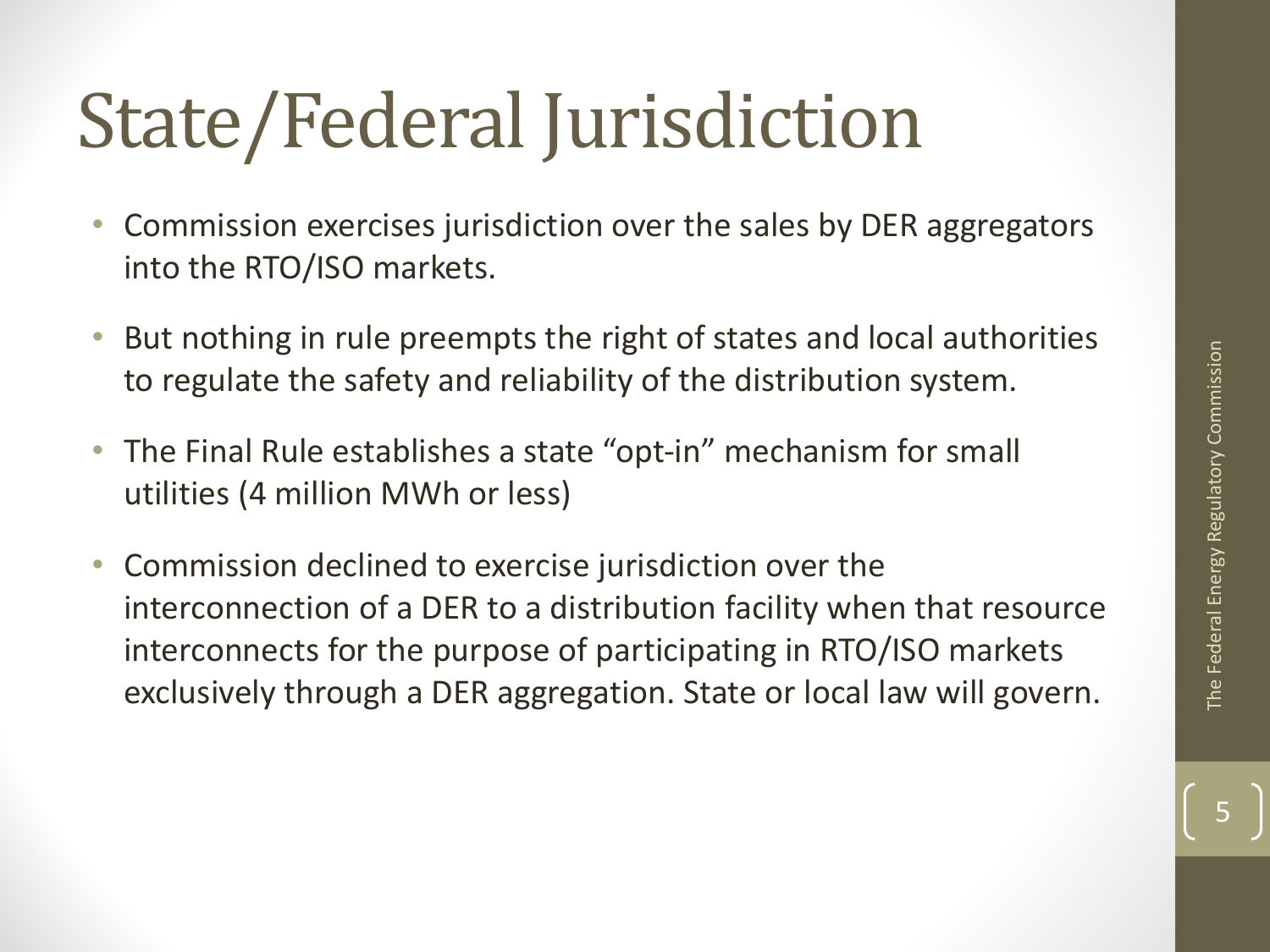# State/Federal Jurisdiction

- Commission exercises jurisdiction over the sales by DER aggregators into the RTO/ISO markets.
- But nothing in rule preempts the right of states and local authorities to regulate the safety and reliability of the distribution system.
- The Final Rule establishes a state "opt-in" mechanism for small utilities (4 million MWh or less)
- Commission declined to exercise jurisdiction over the interconnection of a DER to a distribution facility when that resource interconnects for the purpose of participating in RTO/ISO markets exclusively through a DER aggregation. State or local law will govern.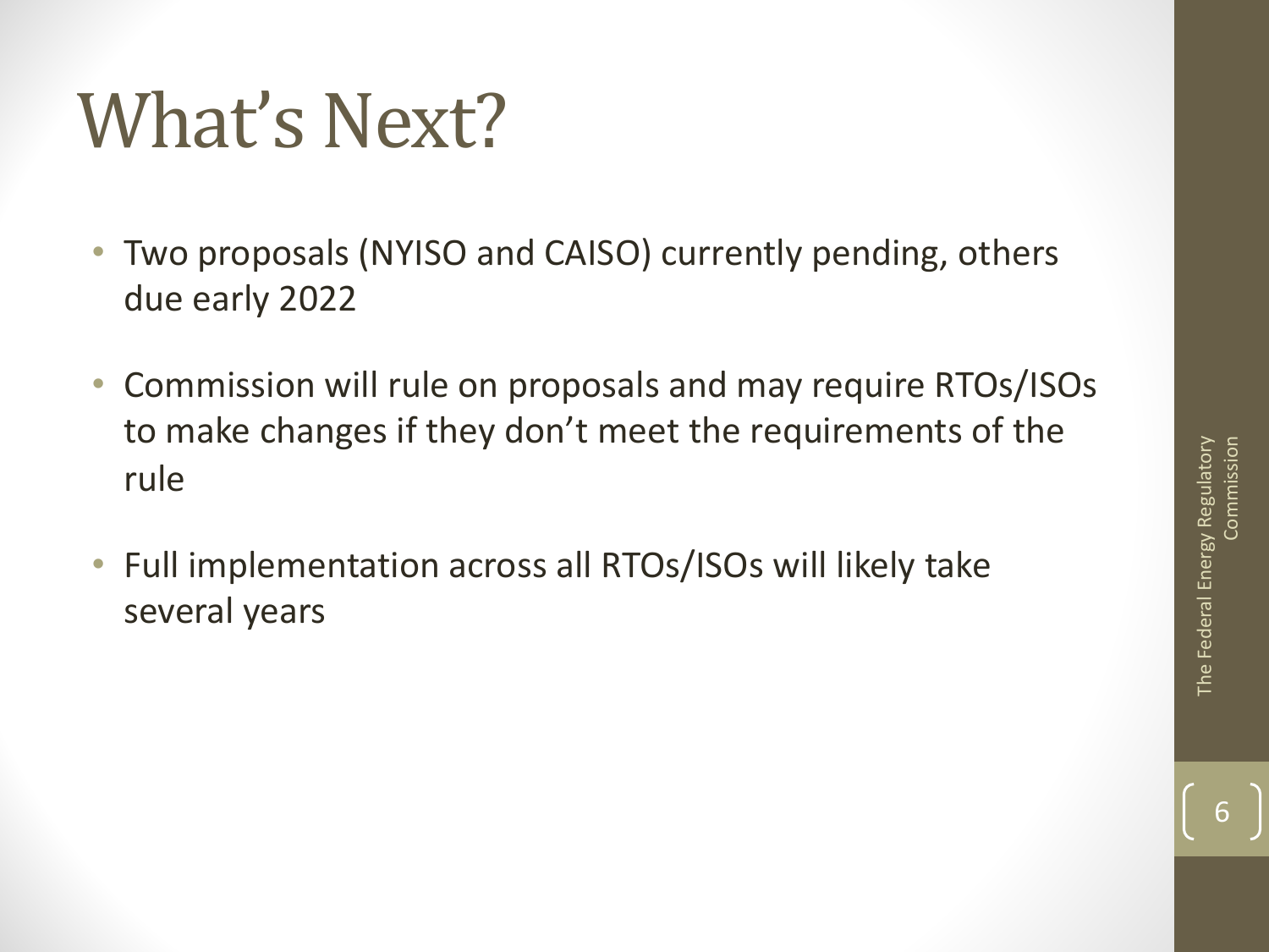# What's Next?

- Two proposals (NYISO and CAISO) currently pending, others due early 2022
- Commission will rule on proposals and may require RTOs/ISOs to make changes if they don't meet the requirements of the rule
- Full implementation across all RTOs/ISOs will likely take several years